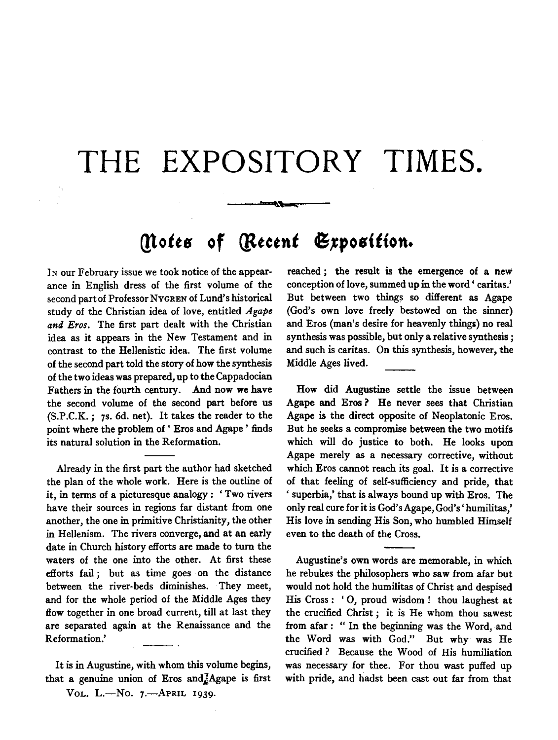# THE EXPOSITORY TIMES.

## Notes of Recent Exposition.

In our February issue we took notice of the appearance in English dress of the first volume of the second part of Professor Nygren of Lund's historical study of the Christian idea of love, entitled *Agape and Eros*. The first part dealt with the Christian idea as it appears in the New Testament and in contrast to the Hellenistic idea. The first volume of the second part told the story of how the synthesis of the two ideas was prepared, up to the Cappadocian Fathers in the fourth century. And now we have the second volume of the second part before us (S.P.C.K.; 7s. 6d. net). It takes the reader to the point where the problem of 'Eros and Agape' finds its natural solution in the Reformation.

Already in the first part the author had sketched the plan of the whole work. Here is the outline of it, in terms of a picturesque analogy: 'Two rivers have their sources in regions far distant from one another, the one in primitive Christianity, the other in Hellenism. The rivers converge, and at an early date in Church history efforts are made to turn the waters of the one into the other. At first these efforts fail; but as time goes on the distance between the river-beds diminishes. They meet, and for the whole period of the Middle Ages they flow together in one broad current, till at last they are separated again at the Renaissance and the Reformation.'

It is in Augustine, with whom this volume begins, that a genuine union of Eros and Agape is first reached; the result is the emergence of a new conception of love, summed up in the word 'caritas.' But between two things so different as Agape (God's own love freely bestowed on the sinner) and Eros (man's desire for heavenly things) no real synthesis was possible, but only a relative synthesis; and such is caritas. On this synthesis, however, the Middle Ages lived.

How did Augustine settle the issue between Agape and Eros? He never sees that Christian Agape is the direct opposite of Neoplatonic Eros. But he seeks a compromise between the two motifs which will do justice to both. He looks upon Agape merely as a necessary corrective, without which Eros cannot reach its goal. It is a corrective of that feeling of self-sufficiency and pride, that 'superbia,' that is always bound up with Eros. The only real cure for it is God's Agape, God's 'humilitas,' His love in sending His Son, who humbled Himself even to the death of the Cross.

Augustine's own words are memorable, in which he rebukes the philosophers who saw from afar but would not hold the humilitas of Christ and despised His Cross: 'O, proud wisdom! thou laughest at the crucified Christ; it is He whom thou sawest from afar: "In the beginning was the Word, and the Word was with God." But why was He crucified? Because the Wood of His humiliation was necessary for thee. For thou wast puffed up with pride, and hadst been cast out far from that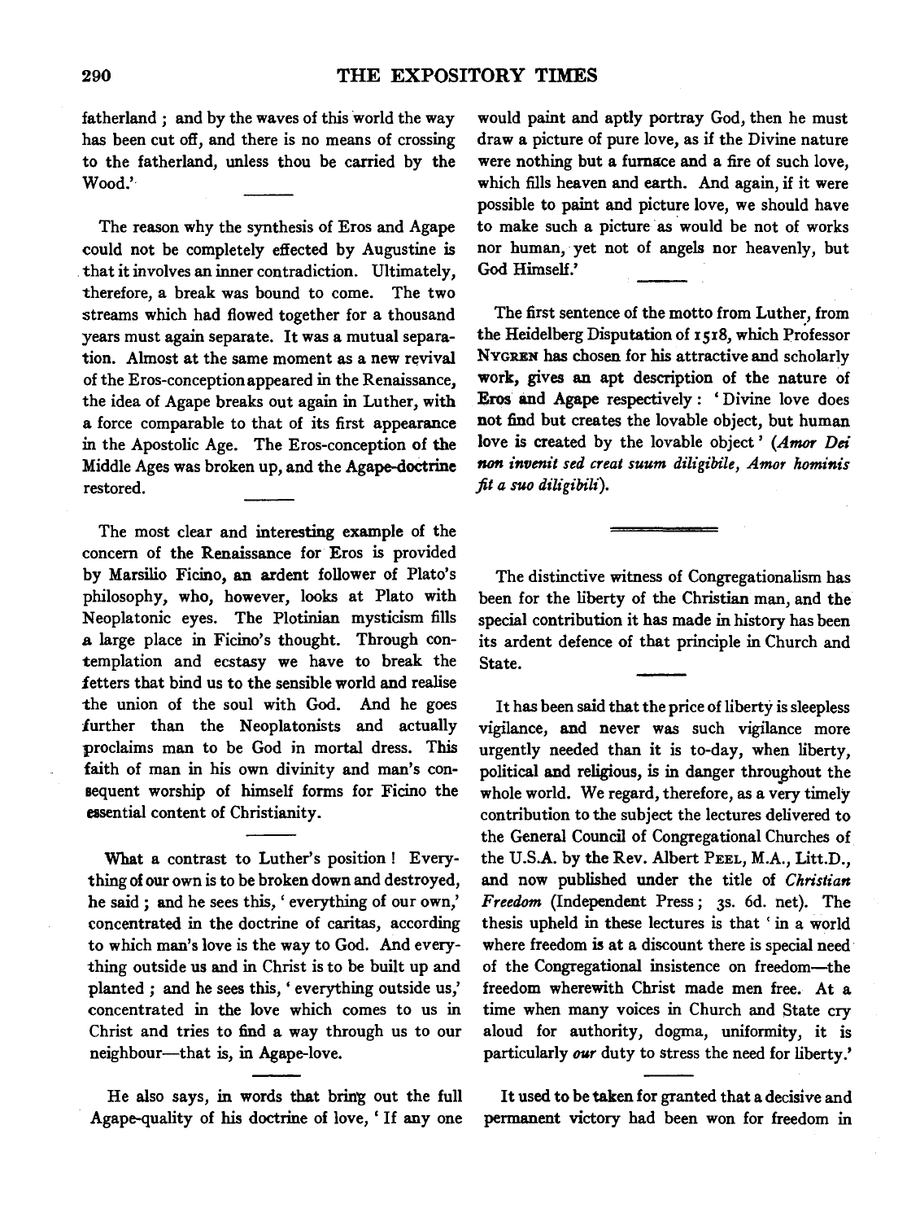fatherland; and by the waves of this world the way has been cut off, and there is no means of crossing to the fatherland, unless thou be carried by the Wood.'

The reason why the synthesis of Eros and Agape could not be completely effected by Augustine is that it involves an inner contradiction. Ultimately, therefore, a break was bound to come. The two streams which had flowed together for a thousand years must again separate. It was a mutual separation. Almost at the same moment as a new revival of the Eros-conception appeared in the Renaissance, the idea of Agape breaks out again in Luther, with a force comparable to that of its first appearance in the Apostolic Age. The Eros-conception of the Middle Ages was broken up, and the Agape-doctrine restored.

The most clear and interesting example of the concern of the Renaissance for Eros is provided by Marsilio Ficino, an ardent follower of Plato's philosophy, who, however, looks at Plato with Neoplatonic eyes. The Plotinian mysticism fills a large place in Ficino's thought. Through contemplation and ecstasy we have to break the fetters that bind us to the sensible world and realise the union of the soul with God. And he goes further than the Neoplatonists and actually proclaims man to be God in mortal dress. This faith of man in his own divinity and man's consequent worship of himself forms for Ficino the essential content of Christianity.

What a contrast to Luther's position! Everything of our own is to be broken down and destroyed, he said; and he sees this, 'everything of our own,' concentrated in the doctrine of caritas, according to which man's love is the way to God. And everything outside us and in Christ is to be built up and planted; and he sees this, 'everything outside us,' concentrated in the love which comes to us in Christ and tries to find a way through us to our neighbour—that is, in Agape-love.

He also says, in words that bring out the full Agape-quality of his doctrine of love, 'If any one would paint and aptly portray God, then he must draw a picture of pure love, as if the Divine nature were nothing but a furnace and a fire of such love, which fills heaven and earth. And again, if it were possible to paint and picture love, we should have to make such a picture as would be not of works nor human, yet not of angels nor heavenly, but God Himself.'

The first sentence of the motto from Luther, from the Heidelberg Disputation of 1518, which Professor NYGREN has chosen for his attractive and scholarly work, gives an apt description of the nature of Eros and Agape respectively: 'Divine love does not find but creates the lovable object, but human love is created by the lovable object' (*Amor Dei non invenit sed creat suum diligibile, Amor hominis fit a suo diligibili*).

---

The distinctive witness of Congregationalism has been for the liberty of the Christian man, and the special contribution it has made in history has been its ardent defence of that principle in Church and State.

It has been said that the price of liberty is sleepless vigilance, and never was such vigilance more urgently needed than it is to-day, when liberty, political and religious, is in danger throughout the whole world. We regard, therefore, as a very timely contribution to the subject the lectures delivered to the General Council of Congregational Churches of the U.S.A. by the Rev. Albert PEEL, M.A., Litt.D., and now published under the title of *Christian Freedom* (Independent Press; 3s. 6d. net). The thesis upheld in these lectures is that 'in a world where freedom is at a discount there is special need of the Congregational insistence on freedom—the freedom wherewith Christ made men free. At a time when many voices in Church and State cry aloud for authority, dogma, uniformity, it is particularly *our* duty to stress the need for liberty.'

It used to be taken for granted that a decisive and permanent victory had been won for freedom in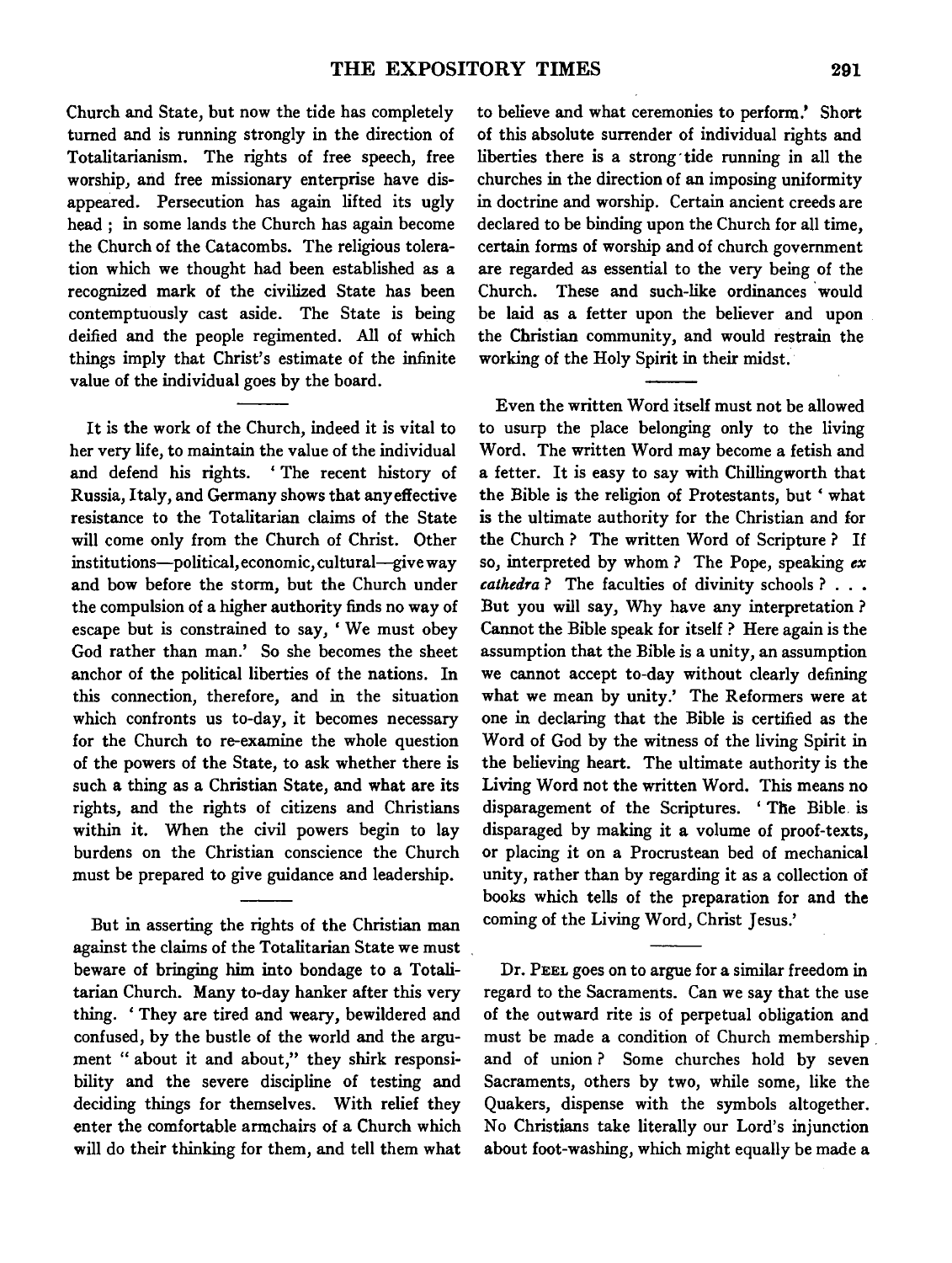Church and State, but now the tide has completely turned and is running strongly in the direction of Totalitarianism. The rights of free speech, free worship, and free missionary enterprise have disappeared. Persecution has again lifted its ugly head ; in some lands the Church has again become the Church of the Catacombs. The religious toleration which we thought had been established as a recognized mark of the civilized State has been contemptuously cast aside. The State is being deified and the people regimented. All of which things imply that Christ's estimate of the infinite value of the individual goes by the board.

---

It is the work of the Church, indeed it is vital to her very life, to maintain the value of the individual and defend his rights. 'The recent history of Russia, Italy, and Germany shows that any effective resistance to the Totalitarian claims of the State will come only from the Church of Christ. Other institutions—political, economic, cultural—give way and bow before the storm, but the Church under the compulsion of a higher authority finds no way of escape but is constrained to say, 'We must obey God rather than man.' So she becomes the sheet anchor of the political liberties of the nations. In this connection, therefore, and in the situation which confronts us to-day, it becomes necessary for the Church to re-examine the whole question of the powers of the State, to ask whether there is such a thing as a Christian State, and what are its rights, and the rights of citizens and Christians within it. When the civil powers begin to lay burdens on the Christian conscience the Church must be prepared to give guidance and leadership.

---

But in asserting the rights of the Christian man against the claims of the Totalitarian State we must beware of bringing him into bondage to a Totalitarian Church. Many to-day hanker after this very thing. 'They are tired and weary, bewildered and confused, by the bustle of the world and the argument "about it and about," they shirk responsibility and the severe discipline of testing and deciding things for themselves. With relief they enter the comfortable armchairs of a Church which will do their thinking for them, and tell them what to believe and what ceremonies to perform.' Short of this absolute surrender of individual rights and liberties there is a strong tide running in all the churches in the direction of an imposing uniformity in doctrine and worship. Certain ancient creeds are declared to be binding upon the Church for all time, certain forms of worship and of church government are regarded as essential to the very being of the Church. These and such-like ordinances would be laid as a fetter upon the believer and upon the Christian community, and would restrain the working of the Holy Spirit in their midst.

---

Even the written Word itself must not be allowed to usurp the place belonging only to the living Word. The written Word may become a fetish and a fetter. It is easy to say with Chillingworth that the Bible is the religion of Protestants, but 'what is the ultimate authority for the Christian and for the Church ? The written Word of Scripture ? If so, interpreted by whom ? The Pope, speaking *ex cathedra* ? The faculties of divinity schools ? . . . But you will say, Why have any interpretation ? Cannot the Bible speak for itself ? Here again is the assumption that the Bible is a unity, an assumption we cannot accept to-day without clearly defining what we mean by unity.' The Reformers were at one in declaring that the Bible is certified as the Word of God by the witness of the living Spirit in the believing heart. The ultimate authority is the Living Word not the written Word. This means no disparagement of the Scriptures. 'The Bible is disparaged by making it a volume of proof-texts, or placing it on a Procrustean bed of mechanical unity, rather than by regarding it as a collection of books which tells of the preparation for and the coming of the Living Word, Christ Jesus.'

---

Dr. Peel goes on to argue for a similar freedom in regard to the Sacraments. Can we say that the use of the outward rite is of perpetual obligation and must be made a condition of Church membership and of union ? Some churches hold by seven Sacraments, others by two, while some, like the Quakers, dispense with the symbols altogether. No Christians take literally our Lord's injunction about foot-washing, which might equally be made a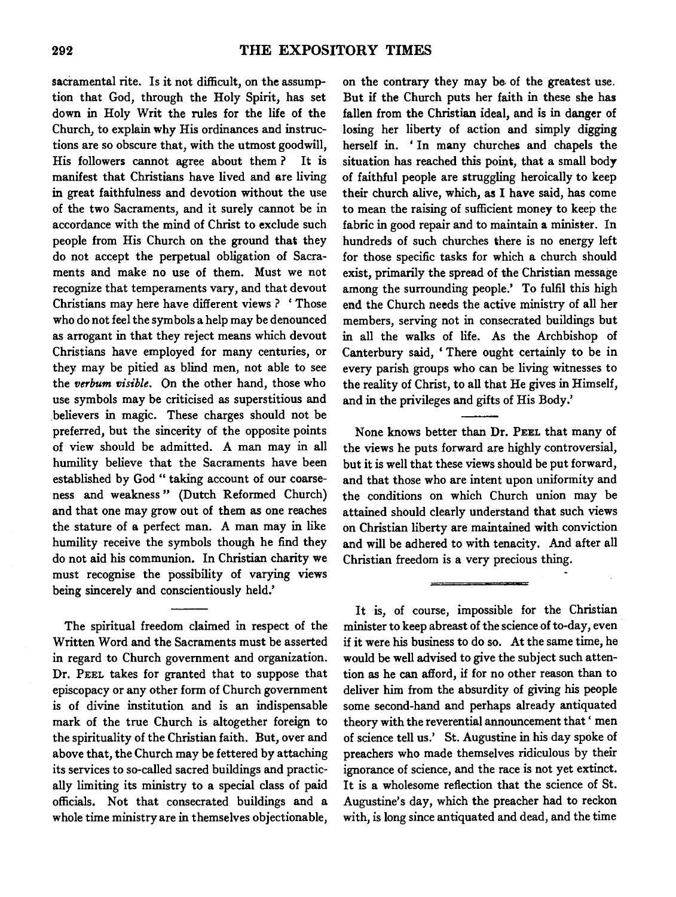sacramental rite. Is it not difficult, on the assumption that God, through the Holy Spirit, has set down in Holy Writ the rules for the life of the Church, to explain why His ordinances and instructions are so obscure that, with the utmost goodwill, His followers cannot agree about them? It is manifest that Christians have lived and are living in great faithfulness and devotion without the use of the two Sacraments, and it surely cannot be in accordance with the mind of Christ to exclude such people from His Church on the ground that they do not accept the perpetual obligation of Sacraments and make no use of them. Must we not recognize that temperaments vary, and that devout Christians may here have different views? 'Those who do not feel the symbols a help may be denounced as arrogant in that they reject means which devout Christians have employed for many centuries, or they may be pitied as blind men, not able to see the *verbum visible*. On the other hand, those who use symbols may be criticised as superstitious and believers in magic. These charges should not be preferred, but the sincerity of the opposite points of view should be admitted. A man may in all humility believe that the Sacraments have been established by God "taking account of our coarseness and weakness" (Dutch Reformed Church) and that one may grow out of them as one reaches the stature of a perfect man. A man may in like humility receive the symbols though he find they do not aid his communion. In Christian charity we must recognise the possibility of varying views being sincerely and conscientiously held.'

---

The spiritual freedom claimed in respect of the Written Word and the Sacraments must be asserted in regard to Church government and organization. Dr. Peel takes for granted that to suppose that episcopacy or any other form of Church government is of divine institution and is an indispensable mark of the true Church is altogether foreign to the spirituality of the Christian faith. But, over and above that, the Church may be fettered by attaching its services to so-called sacred buildings and practically limiting its ministry to a special class of paid officials. Not that consecrated buildings and a whole time ministry are in themselves objectionable, on the contrary they may be of the greatest use. But if the Church puts her faith in these she has fallen from the Christian ideal, and is in danger of losing her liberty of action and simply digging herself in. 'In many churches and chapels the situation has reached this point, that a small body of faithful people are struggling heroically to keep their church alive, which, as I have said, has come to mean the raising of sufficient money to keep the fabric in good repair and to maintain a minister. In hundreds of such churches there is no energy left for those specific tasks for which a church should exist, primarily the spread of the Christian message among the surrounding people.' To fulfil this high end the Church needs the active ministry of all her members, serving not in consecrated buildings but in all the walks of life. As the Archbishop of Canterbury said, 'There ought certainly to be in every parish groups who can be living witnesses to the reality of Christ, to all that He gives in Himself, and in the privileges and gifts of His Body.'

---

None knows better than Dr. Peel that many of the views he puts forward are highly controversial, but it is well that these views should be put forward, and that those who are intent upon uniformity and the conditions on which Church union may be attained should clearly understand that such views on Christian liberty are maintained with conviction and will be adhered to with tenacity. And after all Christian freedom is a very precious thing.

---

It is, of course, impossible for the Christian minister to keep abreast of the science of to-day, even if it were his business to do so. At the same time, he would be well advised to give the subject such attention as he can afford, if for no other reason than to deliver him from the absurdity of giving his people some second-hand and perhaps already antiquated theory with the reverential announcement that 'men of science tell us.' St. Augustine in his day spoke of preachers who made themselves ridiculous by their ignorance of science, and the race is not yet extinct. It is a wholesome reflection that the science of St. Augustine's day, which the preacher had to reckon with, is long since antiquated and dead, and the time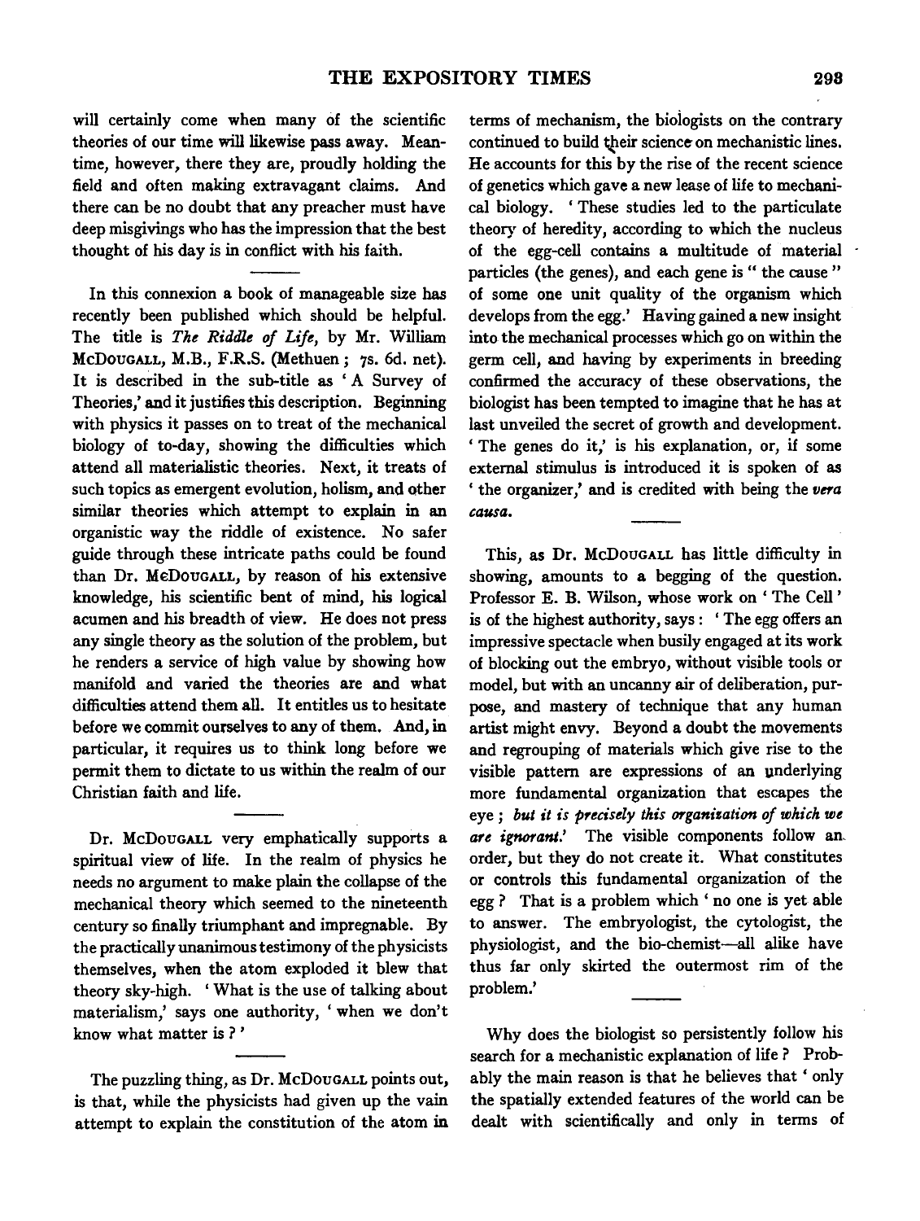will certainly come when many of the scientific theories of our time will likewise pass away. Meantime, however, there they are, proudly holding the field and often making extravagant claims. And there can be no doubt that any preacher must have deep misgivings who has the impression that the best thought of his day is in conflict with his faith.

In this connexion a book of manageable size has recently been published which should be helpful. The title is *The Riddle of Life*, by Mr. William McDougall, M.B., F.R.S. (Methuen; 7s. 6d. net). It is described in the sub-title as 'A Survey of Theories,' and it justifies this description. Beginning with physics it passes on to treat of the mechanical biology of to-day, showing the difficulties which attend all materialistic theories. Next, it treats of such topics as emergent evolution, holism, and other similar theories which attempt to explain in an organistic way the riddle of existence. No safer guide through these intricate paths could be found than Dr. McDougall, by reason of his extensive knowledge, his scientific bent of mind, his logical acumen and his breadth of view. He does not press any single theory as the solution of the problem, but he renders a service of high value by showing how manifold and varied the theories are and what difficulties attend them all. It entitles us to hesitate before we commit ourselves to any of them. And, in particular, it requires us to think long before we permit them to dictate to us within the realm of our Christian faith and life.

Dr. McDougall very emphatically supports a spiritual view of life. In the realm of physics he needs no argument to make plain the collapse of the mechanical theory which seemed to the nineteenth century so finally triumphant and impregnable. By the practically unanimous testimony of the physicists themselves, when the atom exploded it blew that theory sky-high. 'What is the use of talking about materialism,' says one authority, 'when we don't know what matter is?'

The puzzling thing, as Dr. McDougall points out, is that, while the physicists had given up the vain attempt to explain the constitution of the atom in terms of mechanism, the biologists on the contrary continued to build their science on mechanistic lines. He accounts for this by the rise of the recent science of genetics which gave a new lease of life to mechanical biology. 'These studies led to the particulate theory of heredity, according to which the nucleus of the egg-cell contains a multitude of material particles (the genes), and each gene is "the cause" of some one unit quality of the organism which develops from the egg.' Having gained a new insight into the mechanical processes which go on within the germ cell, and having by experiments in breeding confirmed the accuracy of these observations, the biologist has been tempted to imagine that he has at last unveiled the secret of growth and development. 'The genes do it,' is his explanation, or, if some external stimulus is introduced it is spoken of as 'the organizer,' and is credited with being the *vera causa*.

This, as Dr. McDougall has little difficulty in showing, amounts to a begging of the question. Professor E. B. Wilson, whose work on 'The Cell' is of the highest authority, says: 'The egg offers an impressive spectacle when busily engaged at its work of blocking out the embryo, without visible tools or model, but with an uncanny air of deliberation, purpose, and mastery of technique that any human artist might envy. Beyond a doubt the movements and regrouping of materials which give rise to the visible pattern are expressions of an underlying more fundamental organization that escapes the eye; *but it is precisely this organization of which we are ignorant*.' The visible components follow an order, but they do not create it. What constitutes or controls this fundamental organization of the egg? That is a problem which 'no one is yet able to answer. The embryologist, the cytologist, the physiologist, and the bio-chemist—all alike have thus far only skirted the outermost rim of the problem.'

Why does the biologist so persistently follow his search for a mechanistic explanation of life? Probably the main reason is that he believes that 'only the spatially extended features of the world can be dealt with scientifically and only in terms of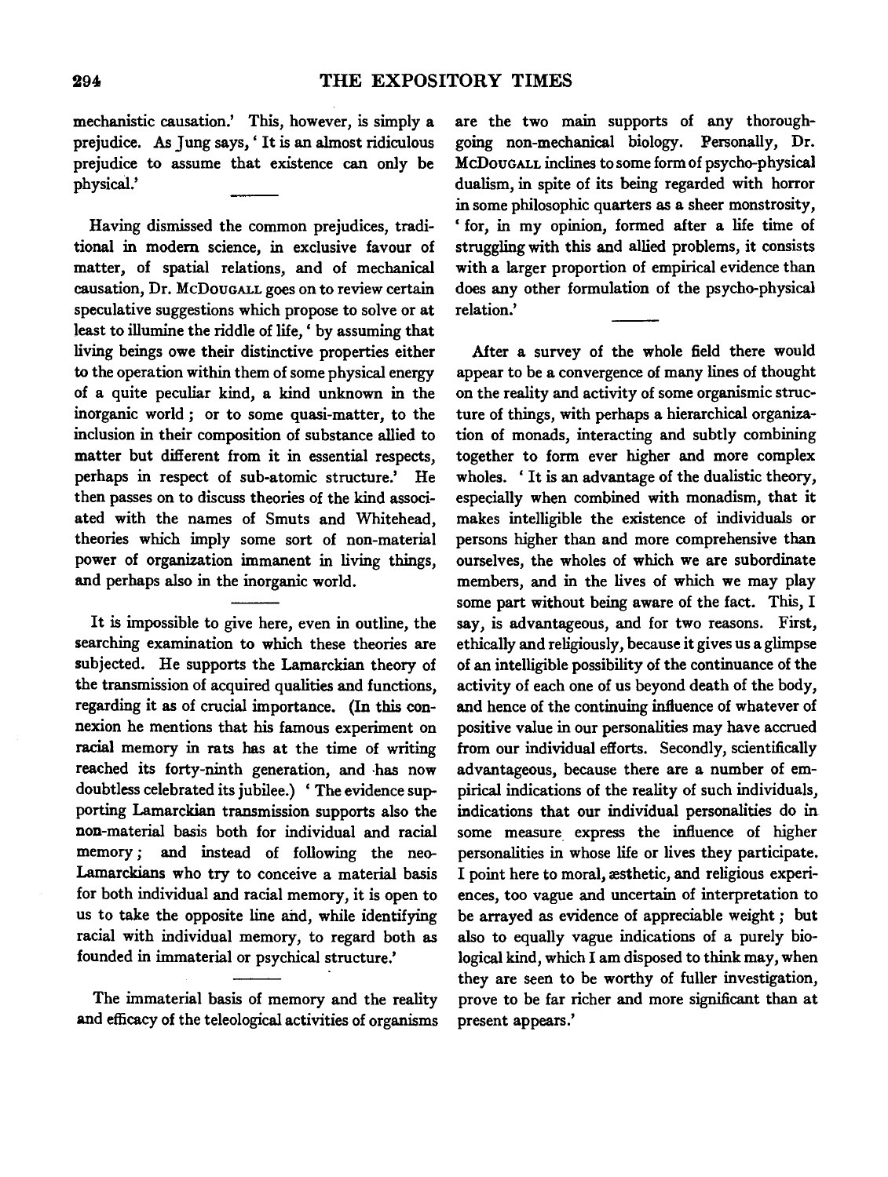mechanistic causation.' This, however, is simply a prejudice. As Jung says, 'It is an almost ridiculous prejudice to assume that existence can only be physical.'

Having dismissed the common prejudices, traditional in modern science, in exclusive favour of matter, of spatial relations, and of mechanical causation, Dr. McDougall goes on to review certain speculative suggestions which propose to solve or at least to illumine the riddle of life, 'by assuming that living beings owe their distinctive properties either to the operation within them of some physical energy of a quite peculiar kind, a kind unknown in the inorganic world; or to some quasi-matter, to the inclusion in their composition of substance allied to matter but different from it in essential respects, perhaps in respect of sub-atomic structure.' He then passes on to discuss theories of the kind associated with the names of Smuts and Whitehead, theories which imply some sort of non-material power of organization immanent in living things, and perhaps also in the inorganic world.

It is impossible to give here, even in outline, the searching examination to which these theories are subjected. He supports the Lamarckian theory of the transmission of acquired qualities and functions, regarding it as of crucial importance. (In this connexion he mentions that his famous experiment on racial memory in rats has at the time of writing reached its forty-ninth generation, and has now doubtless celebrated its jubilee.) 'The evidence supporting Lamarckian transmission supports also the non-material basis both for individual and racial memory; and instead of following the neo-Lamarckians who try to conceive a material basis for both individual and racial memory, it is open to us to take the opposite line and, while identifying racial with individual memory, to regard both as founded in immaterial or psychical structure.'

The immaterial basis of memory and the reality and efficacy of the teleological activities of organisms are the two main supports of any thoroughgoing non-mechanical biology. Personally, Dr. McDougall inclines to some form of psycho-physical dualism, in spite of its being regarded with horror in some philosophic quarters as a sheer monstrosity, 'for, in my opinion, formed after a life time of struggling with this and allied problems, it consists with a larger proportion of empirical evidence than does any other formulation of the psycho-physical relation.'

After a survey of the whole field there would appear to be a convergence of many lines of thought on the reality and activity of some organismic structure of things, with perhaps a hierarchical organization of monads, interacting and subtly combining together to form ever higher and more complex wholes. 'It is an advantage of the dualistic theory, especially when combined with monadism, that it makes intelligible the existence of individuals or persons higher than and more comprehensive than ourselves, the wholes of which we are subordinate members, and in the lives of which we may play some part without being aware of the fact. This, I say, is advantageous, and for two reasons. First, ethically and religiously, because it gives us a glimpse of an intelligible possibility of the continuance of the activity of each one of us beyond death of the body, and hence of the continuing influence of whatever of positive value in our personalities may have accrued from our individual efforts. Secondly, scientifically advantageous, because there are a number of empirical indications of the reality of such individuals, indications that our individual personalities do in some measure express the influence of higher personalities in whose life or lives they participate. I point here to moral, æsthetic, and religious experiences, too vague and uncertain of interpretation to be arrayed as evidence of appreciable weight; but also to equally vague indications of a purely biological kind, which I am disposed to think may, when they are seen to be worthy of fuller investigation, prove to be far richer and more significant than at present appears.'